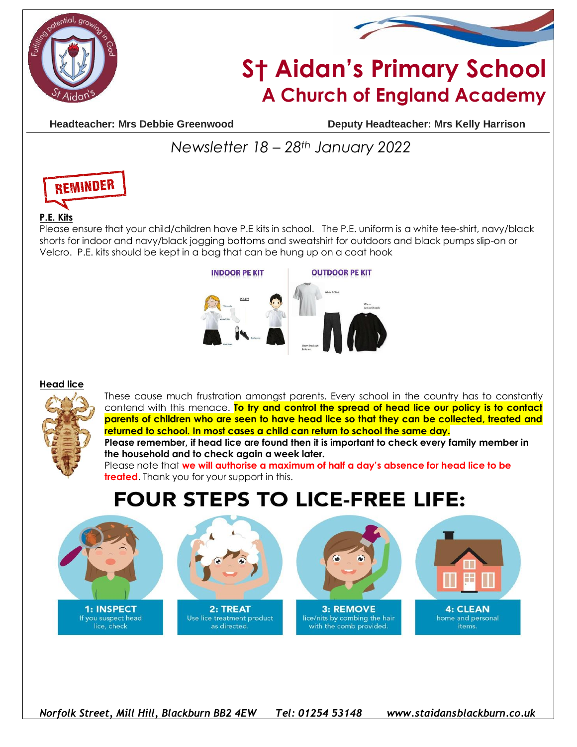# St Aidan's Primary School
## A Church of England Academy

**Headteacher: Mrs Debbie Greenwood** **Deputy Headteacher: Mrs Kelly Harrison**

*Newsletter 18 – 28th January 2022*

REMINDER

**P.E. Kits**

Please ensure that your child/children have P.E kits in school. The P.E. uniform is a white tee-shirt, navy/black shorts for indoor and navy/black jogging bottoms and sweatshirt for outdoors and black pumps slip-on or Velcro. P.E. kits should be kept in a bag that can be hung up on a coat hook

INDOOR PE KIT | OUTDOOR PE KIT

**Head lice**

These cause much frustration amongst parents. Every school in the country has to constantly contend with this menace. **To try and control the spread of head lice our policy is to contact parents of children who are seen to have head lice so that they can be collected, treated and returned to school. In most cases a child can return to school the same day.**

**Please remember, if head lice are found then it is important to check every family member in the household and to check again a week later.**

Please note that **we will authorise a maximum of half a day's absence for head lice to be treated**. Thank you for your support in this.

## FOUR STEPS TO LICE-FREE LIFE:

**1: INSPECT** If you suspect head lice, check

**2: TREAT** Use lice treatment product as directed.

**3: REMOVE** lice/nits by combing the hair with the comb provided.

**4: CLEAN** home and personal items.

*Norfolk Street, Mill Hill, Blackburn BB2 4EW Tel: 01254 53148 www.staidansblackburn.co.uk*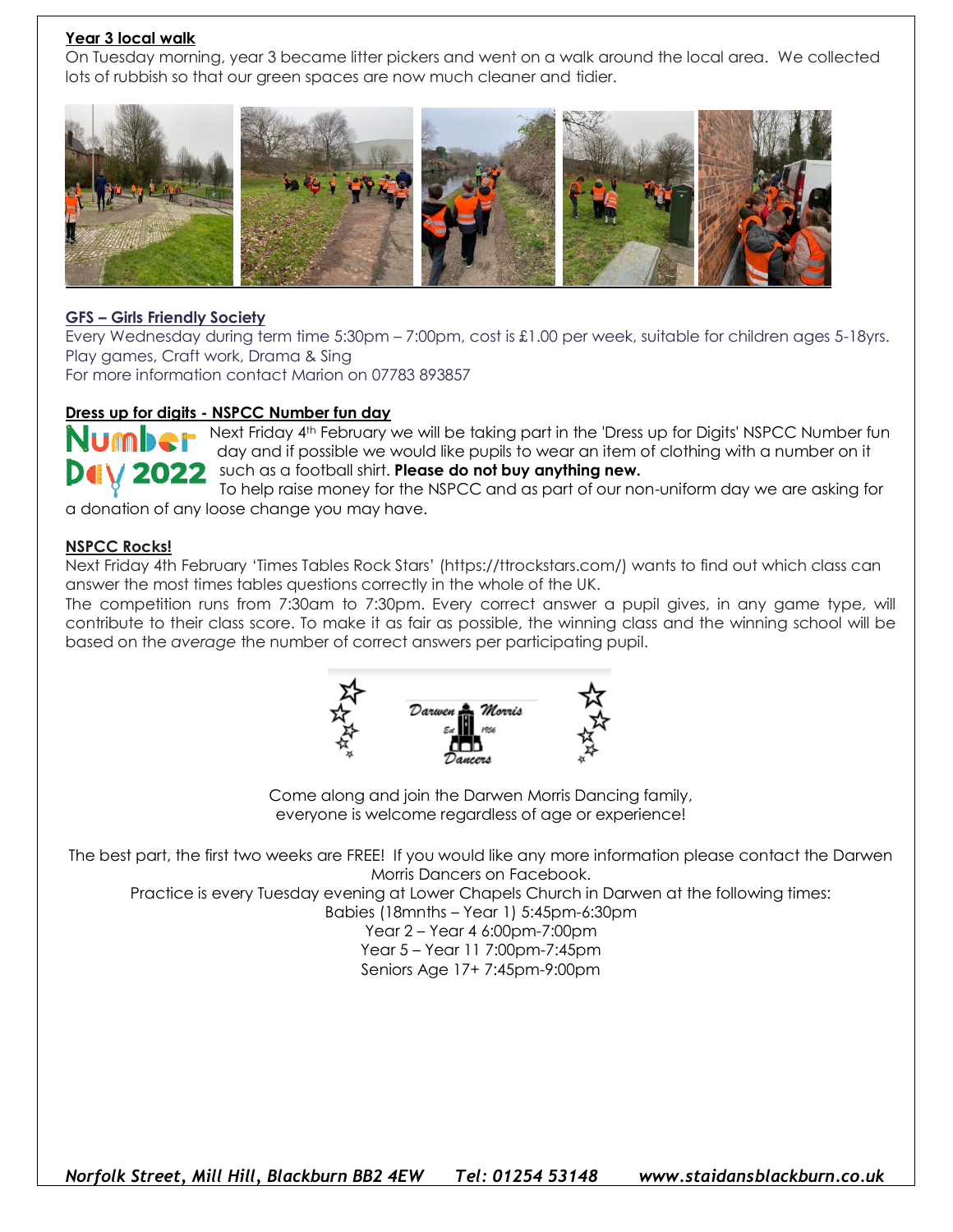**Year 3 local walk**

On Tuesday morning, year 3 became litter pickers and went on a walk around the local area. We collected lots of rubbish so that our green spaces are now much cleaner and tidier.

**GFS – Girls Friendly Society**

Every Wednesday during term time 5:30pm – 7:00pm, cost is £1.00 per week, suitable for children ages 5-18yrs.
Play games, Craft work, Drama & Sing
For more information contact Marion on 07783 893857

**Dress up for digits - NSPCC Number fun day**

Number Day 2022

Next Friday 4th February we will be taking part in the 'Dress up for Digits' NSPCC Number fun day and if possible we would like pupils to wear an item of clothing with a number on it such as a football shirt. **Please do not buy anything new.**
To help raise money for the NSPCC and as part of our non-uniform day we are asking for a donation of any loose change you may have.

**NSPCC Rocks!**

Next Friday 4th February 'Times Tables Rock Stars' (https://ttrockstars.com/) wants to find out which class can answer the most times tables questions correctly in the whole of the UK.
The competition runs from 7:30am to 7:30pm. Every correct answer a pupil gives, in any game type, will contribute to their class score. To make it as fair as possible, the winning class and the winning school will be based on the *average* the number of correct answers per participating pupil.

Darwen Morris Dancers Est 1956

Come along and join the Darwen Morris Dancing family,
everyone is welcome regardless of age or experience!

The best part, the first two weeks are FREE! If you would like any more information please contact the Darwen Morris Dancers on Facebook.
Practice is every Tuesday evening at Lower Chapels Church in Darwen at the following times:
Babies (18mnths – Year 1) 5:45pm-6:30pm
Year 2 – Year 4 6:00pm-7:00pm
Year 5 – Year 11 7:00pm-7:45pm
Seniors Age 17+ 7:45pm-9:00pm

*Norfolk Street, Mill Hill, Blackburn BB2 4EW Tel: 01254 53148 www.staidansblackburn.co.uk*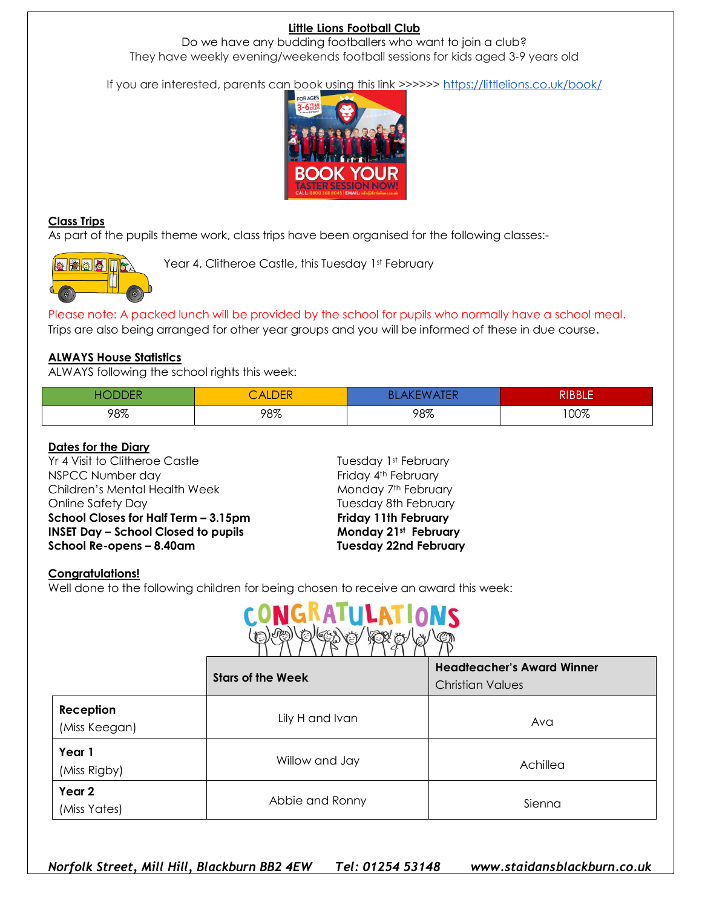**Little Lions Football Club**

Do we have any budding footballers who want to join a club?
They have weekly evening/weekends football sessions for kids aged 3-9 years old

If you are interested, parents can book using this link >>>>>> https://littlelions.co.uk/book/

**Class Trips**

As part of the pupils theme work, class trips have been organised for the following classes:-

Year 4, Clitheroe Castle, this Tuesday 1st February

Please note: A packed lunch will be provided by the school for pupils who normally have a school meal.
Trips are also being arranged for other year groups and you will be informed of these in due course.

**ALWAYS House Statistics**

ALWAYS following the school rights this week:

| HODDER | CALDER | BLAKEWATER | RIBBLE |
|---|---|---|---|
| 98% | 98% | 98% | 100% |

**Dates for the Diary**

| | |
|---|---|
| Yr 4 Visit to Clitheroe Castle | Tuesday 1st February |
| NSPCC Number day | Friday 4th February |
| Children's Mental Health Week | Monday 7th February |
| Online Safety Day | Tuesday 8th February |
| **School Closes for Half Term – 3.15pm** | **Friday 11th February** |
| **INSET Day – School Closed to pupils** | **Monday 21st February** |
| **School Re-opens – 8.40am** | **Tuesday 22nd February** |

**Congratulations!**

Well done to the following children for being chosen to receive an award this week:

| | **Stars of the Week** | **Headteacher's Award Winner** Christian Values |
|---|---|---|
| **Reception** (Miss Keegan) | Lily H and Ivan | Ava |
| **Year 1** (Miss Rigby) | Willow and Jay | Achillea |
| **Year 2** (Miss Yates) | Abbie and Ronny | Sienna |

*Norfolk Street, Mill Hill, Blackburn BB2 4EW Tel: 01254 53148 www.staidansblackburn.co.uk*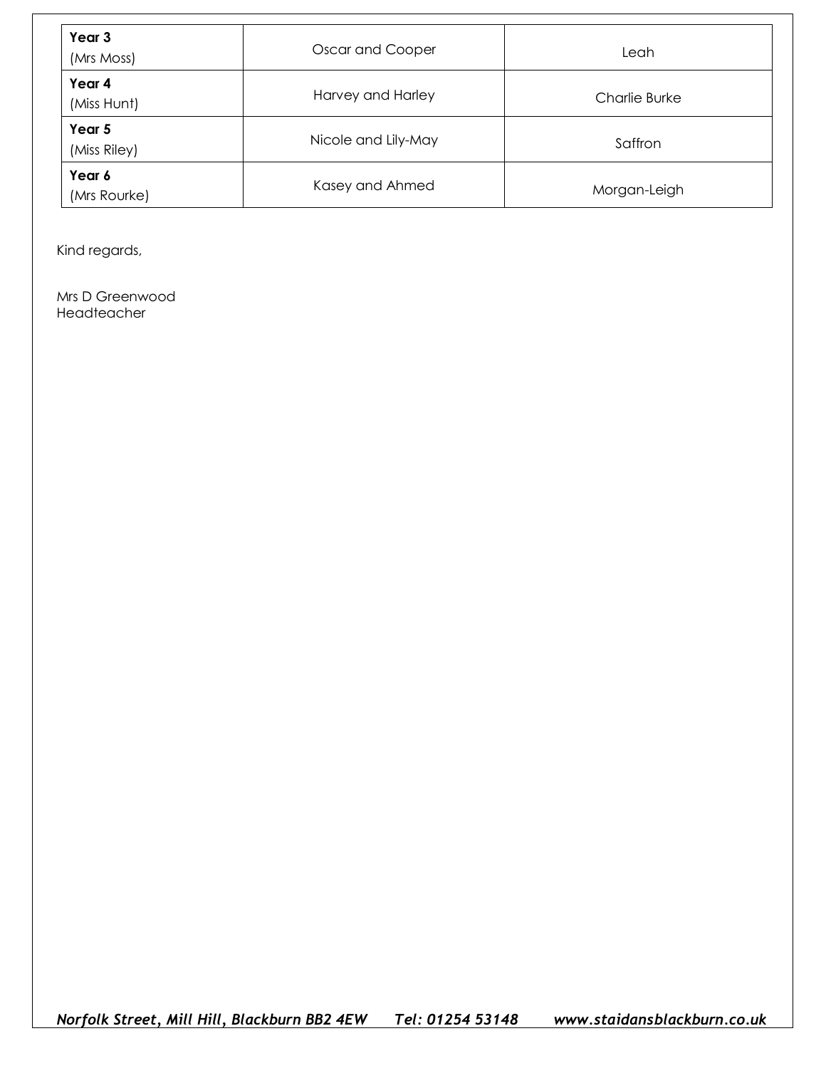| | | |
| --- | --- | --- |
| **Year 3** (Mrs Moss) | Oscar and Cooper | Leah |
| **Year 4** (Miss Hunt) | Harvey and Harley | Charlie Burke |
| **Year 5** (Miss Riley) | Nicole and Lily-May | Saffron |
| **Year 6** (Mrs Rourke) | Kasey and Ahmed | Morgan-Leigh |

Kind regards,

Mrs D Greenwood
Headteacher

*Norfolk Street, Mill Hill, Blackburn BB2 4EW Tel: 01254 53148 www.staidansblackburn.co.uk*